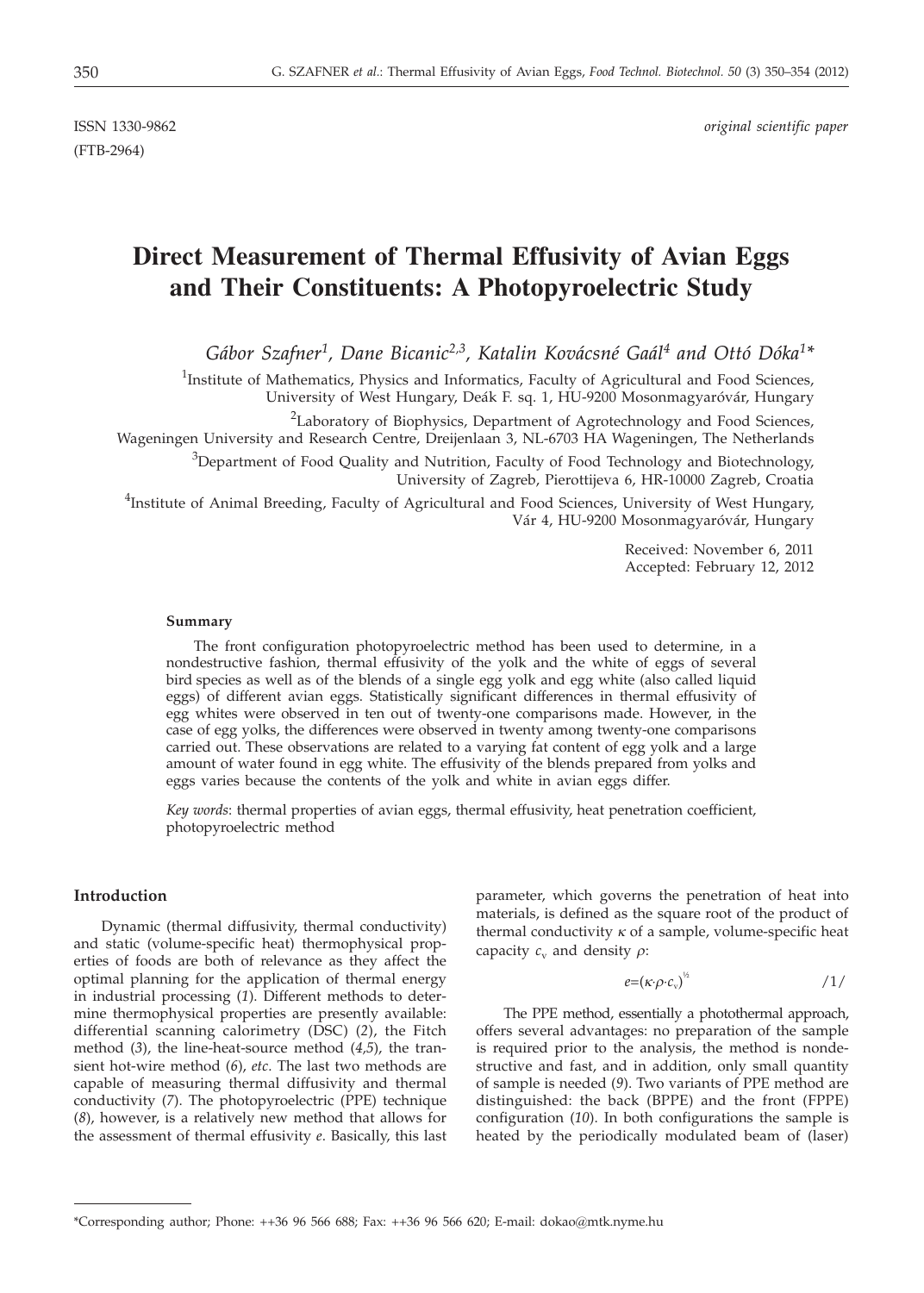ISSN 1330-9862

(FTB-2964)

*original scientific paper*

# Direct Measurement of Thermal Effusivity of Avian Eggs and Their Constituents: A Photopyroelectric Study

*Gábor Szafner[1], Dane Bicanic[2,3], Katalin Kovácsné Gaál[4] and Ottó Dóka[1]\**

[1]Institute of Mathematics, Physics and Informatics, Faculty of Agricultural and Food Sciences, University of West Hungary, Deák F. sq. 1, HU-9200 Mosonmagyaróvár, Hungary

[2]Laboratory of Biophysics, Department of Agrotechnology and Food Sciences, Wageningen University and Research Centre, Dreijenlaan 3, NL-6703 HA Wageningen, The Netherlands

[3]Department of Food Quality and Nutrition, Faculty of Food Technology and Biotechnology, University of Zagreb, Pierottijeva 6, HR-10000 Zagreb, Croatia

[4]Institute of Animal Breeding, Faculty of Agricultural and Food Sciences, University of West Hungary, Vár 4, HU-9200 Mosonmagyaróvár, Hungary

Received: November 6, 2011

Accepted: February 12, 2012

**Summary**

The front configuration photopyroelectric method has been used to determine, in a nondestructive fashion, thermal effusivity of the yolk and the white of eggs of several bird species as well as of the blends of a single egg yolk and egg white (also called liquid eggs) of different avian eggs. Statistically significant differences in thermal effusivity of egg whites were observed in ten out of twenty-one comparisons made. However, in the case of egg yolks, the differences were observed in twenty among twenty-one comparisons carried out. These observations are related to a varying fat content of egg yolk and a large amount of water found in egg white. The effusivity of the blends prepared from yolks and eggs varies because the contents of the yolk and white in avian eggs differ.

*Key words*: thermal properties of avian eggs, thermal effusivity, heat penetration coefficient, photopyroelectric method

## Introduction

Dynamic (thermal diffusivity, thermal conductivity) and static (volume-specific heat) thermophysical properties of foods are both of relevance as they affect the optimal planning for the application of thermal energy in industrial processing (*1*). Different methods to determine thermophysical properties are presently available: differential scanning calorimetry (DSC) (*2*), the Fitch method (*3*), the line-heat-source method (*4,5*), the transient hot-wire method (*6*), *etc.* The last two methods are capable of measuring thermal diffusivity and thermal conductivity (*7*). The photopyroelectric (PPE) technique (*8*), however, is a relatively new method that allows for the assessment of thermal effusivity *e*. Basically, this last parameter, which governs the penetration of heat into materials, is defined as the square root of the product of thermal conductivity $\kappa$ of a sample, volume-specific heat capacity $c_v$ and density $\rho$:

$$e=(\kappa\cdot\rho\cdot c_v)^{1/2} \qquad /1/$$

The PPE method, essentially a photothermal approach, offers several advantages: no preparation of the sample is required prior to the analysis, the method is nondestructive and fast, and in addition, only small quantity of sample is needed (*9*). Two variants of PPE method are distinguished: the back (BPPE) and the front (FPPE) configuration (*10*). In both configurations the sample is heated by the periodically modulated beam of (laser)

\*Corresponding author; Phone: ++36 96 566 688; Fax: ++36 96 566 620; E-mail: dokao@mtk.nyme.hu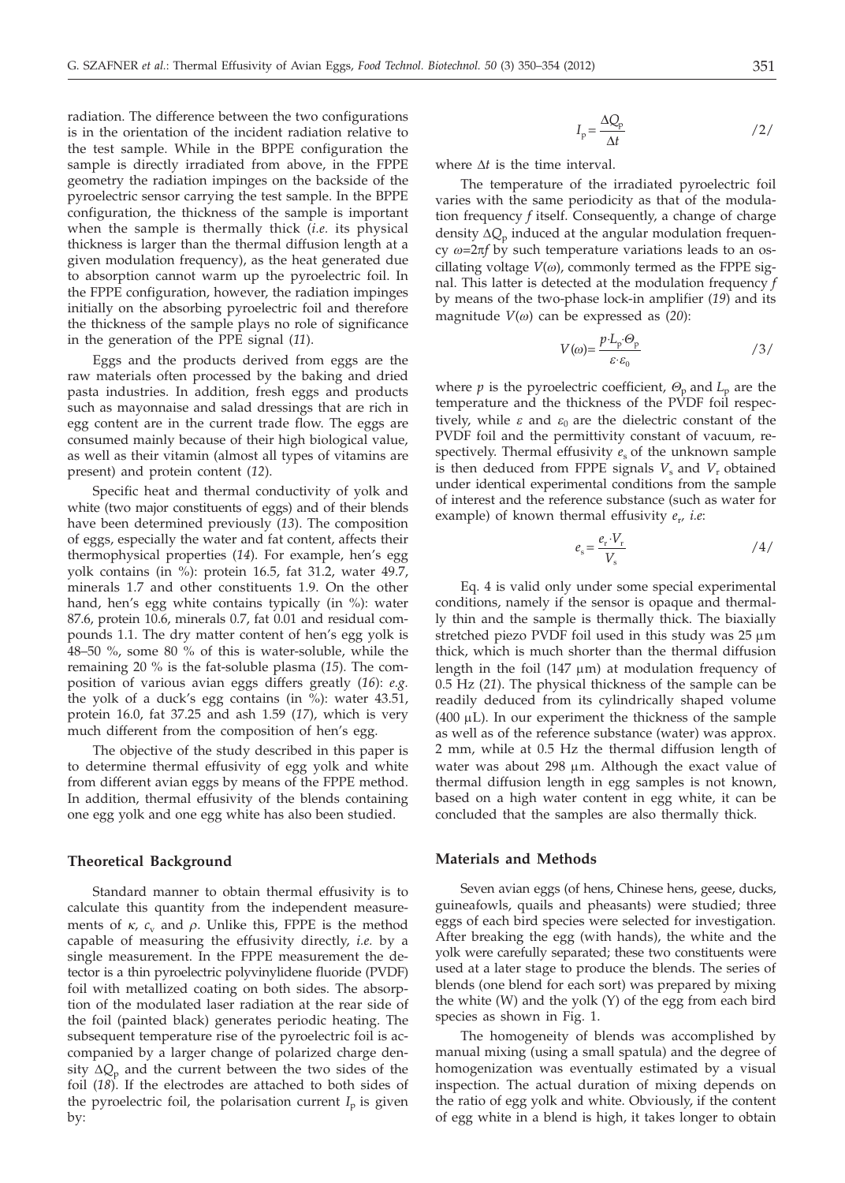radiation. The difference between the two configurations is in the orientation of the incident radiation relative to the test sample. While in the BPPE configuration the sample is directly irradiated from above, in the FPPE geometry the radiation impinges on the backside of the pyroelectric sensor carrying the test sample. In the BPPE configuration, the thickness of the sample is important when the sample is thermally thick (*i.e.* its physical thickness is larger than the thermal diffusion length at a given modulation frequency), as the heat generated due to absorption cannot warm up the pyroelectric foil. In the FPPE configuration, however, the radiation impinges initially on the absorbing pyroelectric foil and therefore the thickness of the sample plays no role of significance in the generation of the PPE signal (*11*).

Eggs and the products derived from eggs are the raw materials often processed by the baking and dried pasta industries. In addition, fresh eggs and products such as mayonnaise and salad dressings that are rich in egg content are in the current trade flow. The eggs are consumed mainly because of their high biological value, as well as their vitamin (almost all types of vitamins are present) and protein content (*12*).

Specific heat and thermal conductivity of yolk and white (two major constituents of eggs) and of their blends have been determined previously (*13*). The composition of eggs, especially the water and fat content, affects their thermophysical properties (*14*). For example, hen's egg yolk contains (in %): protein 16.5, fat 31.2, water 49.7, minerals 1.7 and other constituents 1.9. On the other hand, hen's egg white contains typically (in %): water 87.6, protein 10.6, minerals 0.7, fat 0.01 and residual compounds 1.1. The dry matter content of hen's egg yolk is 48–50 %, some 80 % of this is water-soluble, while the remaining 20 % is the fat-soluble plasma (*15*). The composition of various avian eggs differs greatly (*16*): *e.g.* the yolk of a duck's egg contains (in %): water 43.51, protein 16.0, fat 37.25 and ash 1.59 (*17*), which is very much different from the composition of hen's egg.

The objective of the study described in this paper is to determine thermal effusivity of egg yolk and white from different avian eggs by means of the FPPE method. In addition, thermal effusivity of the blends containing one egg yolk and one egg white has also been studied.

## Theoretical Background

Standard manner to obtain thermal effusivity is to calculate this quantity from the independent measurements of $\kappa$, $c_v$ and $\rho$. Unlike this, FPPE is the method capable of measuring the effusivity directly, *i.e.* by a single measurement. In the FPPE measurement the detector is a thin pyroelectric polyvinylidene fluoride (PVDF) foil with metallized coating on both sides. The absorption of the modulated laser radiation at the rear side of the foil (painted black) generates periodic heating. The subsequent temperature rise of the pyroelectric foil is accompanied by a larger change of polarized charge density $\Delta Q_p$ and the current between the two sides of the foil (*18*). If the electrodes are attached to both sides of the pyroelectric foil, the polarisation current $I_p$ is given by:

$$I_p = \frac{\Delta Q_p}{\Delta t} \qquad /2/$$

where $\Delta t$ is the time interval.

The temperature of the irradiated pyroelectric foil varies with the same periodicity as that of the modulation frequency $f$ itself. Consequently, a change of charge density $\Delta Q_p$ induced at the angular modulation frequency $\omega=2\pi f$ by such temperature variations leads to an oscillating voltage $V(\omega)$, commonly termed as the FPPE signal. This latter is detected at the modulation frequency $f$ by means of the two-phase lock-in amplifier (*19*) and its magnitude $V(\omega)$ can be expressed as (*20*):

$$V(\omega) = \frac{p \cdot L_p \cdot \Theta_p}{\varepsilon \cdot \varepsilon_0} \qquad /3/$$

where $p$ is the pyroelectric coefficient, $\Theta_p$ and $L_p$ are the temperature and the thickness of the PVDF foil respectively, while $\varepsilon$ and $\varepsilon_0$ are the dielectric constant of the PVDF foil and the permittivity constant of vacuum, respectively. Thermal effusivity $e_s$ of the unknown sample is then deduced from FPPE signals $V_s$ and $V_r$ obtained under identical experimental conditions from the sample of interest and the reference substance (such as water for example) of known thermal effusivity $e_r$, *i.e*:

$$e_s = \frac{e_r \cdot V_r}{V_s} \qquad /4/$$

Eq. 4 is valid only under some special experimental conditions, namely if the sensor is opaque and thermally thin and the sample is thermally thick. The biaxially stretched piezo PVDF foil used in this study was 25 μm thick, which is much shorter than the thermal diffusion length in the foil (147 μm) at modulation frequency of 0.5 Hz (*21*). The physical thickness of the sample can be readily deduced from its cylindrically shaped volume (400 μL). In our experiment the thickness of the sample as well as of the reference substance (water) was approx. 2 mm, while at 0.5 Hz the thermal diffusion length of water was about 298 μm. Although the exact value of thermal diffusion length in egg samples is not known, based on a high water content in egg white, it can be concluded that the samples are also thermally thick.

## Materials and Methods

Seven avian eggs (of hens, Chinese hens, geese, ducks, guineafowls, quails and pheasants) were studied; three eggs of each bird species were selected for investigation. After breaking the egg (with hands), the white and the yolk were carefully separated; these two constituents were used at a later stage to produce the blends. The series of blends (one blend for each sort) was prepared by mixing the white (W) and the yolk (Y) of the egg from each bird species as shown in Fig. 1.

The homogeneity of blends was accomplished by manual mixing (using a small spatula) and the degree of homogenization was eventually estimated by a visual inspection. The actual duration of mixing depends on the ratio of egg yolk and white. Obviously, if the content of egg white in a blend is high, it takes longer to obtain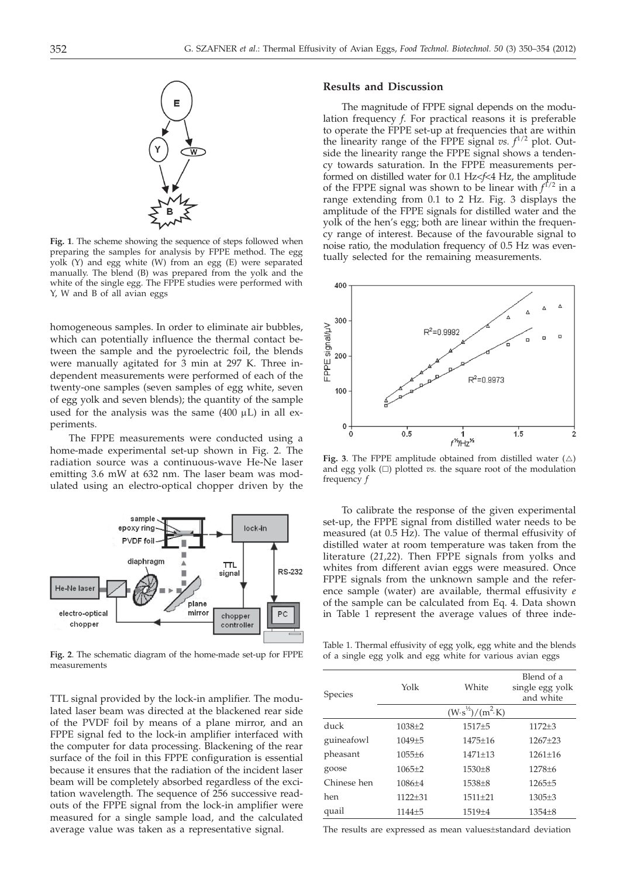**Fig. 1**. The scheme showing the sequence of steps followed when preparing the samples for analysis by FPPE method. The egg yolk (Y) and egg white (W) from an egg (E) were separated manually. The blend (B) was prepared from the yolk and the white of the single egg. The FPPE studies were performed with Y, W and B of all avian eggs

homogeneous samples. In order to eliminate air bubbles, which can potentially influence the thermal contact between the sample and the pyroelectric foil, the blends were manually agitated for 3 min at 297 K. Three independent measurements were performed of each of the twenty-one samples (seven samples of egg white, seven of egg yolk and seven blends); the quantity of the sample used for the analysis was the same (400 μL) in all experiments.

The FPPE measurements were conducted using a home-made experimental set-up shown in Fig. 2. The radiation source was a continuous-wave He-Ne laser emitting 3.6 mW at 632 nm. The laser beam was modulated using an electro-optical chopper driven by the TTL signal provided by the lock-in amplifier. The modulated laser beam was directed at the blackened rear side of the PVDF foil by means of a plane mirror, and an FPPE signal fed to the lock-in amplifier interfaced with the computer for data processing. Blackening of the rear surface of the foil in this FPPE configuration is essential because it ensures that the radiation of the incident laser beam will be completely absorbed regardless of the excitation wavelength. The sequence of 256 successive readouts of the FPPE signal from the lock-in amplifier were measured for a single sample load, and the calculated average value was taken as a representative signal.

**Fig. 2**. The schematic diagram of the home-made set-up for FPPE measurements

## Results and Discussion

The magnitude of FPPE signal depends on the modulation frequency $f$. For practical reasons it is preferable to operate the FPPE set-up at frequencies that are within the linearity range of the FPPE signal *vs.* $f^{1/2}$ plot. Outside the linearity range the FPPE signal shows a tendency towards saturation. In the FPPE measurements performed on distilled water for 0.1 Hz<$f$<4 Hz, the amplitude of the FPPE signal was shown to be linear with $f^{1/2}$ in a range extending from 0.1 to 2 Hz. Fig. 3 displays the amplitude of the FPPE signals for distilled water and the yolk of the hen's egg; both are linear within the frequency range of interest. Because of the favourable signal to noise ratio, the modulation frequency of 0.5 Hz was eventually selected for the remaining measurements.

**Fig. 3**. The FPPE amplitude obtained from distilled water (△) and egg yolk (□) plotted *vs.* the square root of the modulation frequency $f$

To calibrate the response of the given experimental set-up, the FPPE signal from distilled water needs to be measured (at 0.5 Hz). The value of thermal effusivity of distilled water at room temperature was taken from the literature (*21,22*). Then FPPE signals from yolks and whites from different avian eggs were measured. Once FPPE signals from the unknown sample and the reference sample (water) are available, thermal effusivity $e$ of the sample can be calculated from Eq. 4. Data shown in Table 1 represent the average values of three inde-

Table 1. Thermal effusivity of egg yolk, egg white and the blends of a single egg yolk and egg white for various avian eggs

| Species | Yolk | White | Blend of a single egg yolk and white |
|---|---|---|---|
| | $(W \cdot s^{1/2})/(m^2 \cdot K)$ | | |
| duck | 1038±2 | 1517±5 | 1172±3 |
| guineafowl | 1049±5 | 1475±16 | 1267±23 |
| pheasant | 1055±6 | 1471±13 | 1261±16 |
| goose | 1065±2 | 1530±8 | 1278±6 |
| Chinese hen | 1086±4 | 1538±8 | 1265±5 |
| hen | 1122±31 | 1511±21 | 1305±3 |
| quail | 1144±5 | 1519±4 | 1354±8 |

The results are expressed as mean values±standard deviation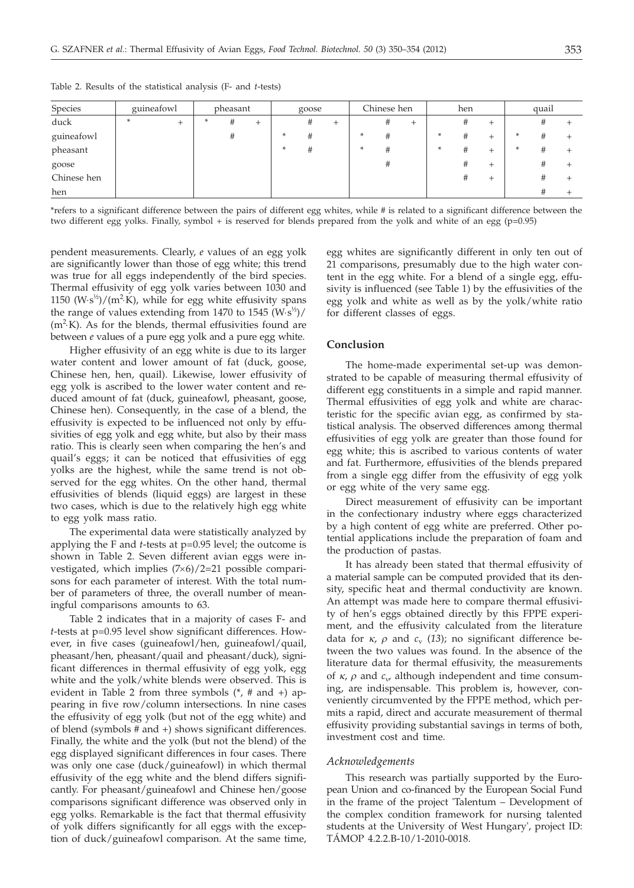Table 2. Results of the statistical analysis (F- and *t*-tests)

| Species | guineafowl | pheasant | goose | Chinese hen | hen | quail |
|---|---|---|---|---|---|---|
| duck | * + | * # + | # + | # + | # + | # + |
| guineafowl | | # | * # | * # | * # + | * # + |
| pheasant | | | * # | * # | * # + | * # + |
| goose | | | | # | # + | # + |
| Chinese hen | | | | | # + | # + |
| hen | | | | | | # + |

*refers to a significant difference between the pairs of different egg whites, while # is related to a significant difference between the two different egg yolks. Finally, symbol + is reserved for blends prepared from the yolk and white of an egg (p=0.95)

pendent measurements. Clearly, *e* values of an egg yolk are significantly lower than those of egg white; this trend was true for all eggs independently of the bird species. Thermal effusivity of egg yolk varies between 1030 and 1150 $(W\cdot s^{½})/(m^2\cdot K)$, while for egg white effusivity spans the range of values extending from 1470 to 1545 $(W\cdot s^{½})/(m^2\cdot K)$. As for the blends, thermal effusivities found are between *e* values of a pure egg yolk and a pure egg white.

Higher effusivity of an egg white is due to its larger water content and lower amount of fat (duck, goose, Chinese hen, hen, quail). Likewise, lower effusivity of egg yolk is ascribed to the lower water content and reduced amount of fat (duck, guineafowl, pheasant, goose, Chinese hen). Consequently, in the case of a blend, the effusivity is expected to be influenced not only by effusivities of egg yolk and egg white, but also by their mass ratio. This is clearly seen when comparing the hen's and quail's eggs; it can be noticed that effusivities of egg yolks are the highest, while the same trend is not observed for the egg whites. On the other hand, thermal effusivities of blends (liquid eggs) are largest in these two cases, which is due to the relatively high egg white to egg yolk mass ratio.

The experimental data were statistically analyzed by applying the F and *t*-tests at p=0.95 level; the outcome is shown in Table 2. Seven different avian eggs were investigated, which implies (7×6)/2=21 possible comparisons for each parameter of interest. With the total number of parameters of three, the overall number of meaningful comparisons amounts to 63.

Table 2 indicates that in a majority of cases F- and *t*-tests at p=0.95 level show significant differences. However, in five cases (guineafowl/hen, guineafowl/quail, pheasant/hen, pheasant/quail and pheasant/duck), significant differences in thermal effusivity of egg yolk, egg white and the yolk/white blends were observed. This is evident in Table 2 from three symbols (*, # and +) appearing in five row/column intersections. In nine cases the effusivity of egg yolk (but not of the egg white) and of blend (symbols # and +) shows significant differences. Finally, the white and the yolk (but not the blend) of the egg displayed significant differences in four cases. There was only one case (duck/guineafowl) in which thermal effusivity of the egg white and the blend differs significantly. For pheasant/guineafowl and Chinese hen/goose comparisons significant difference was observed only in egg yolks. Remarkable is the fact that thermal effusivity of yolk differs significantly for all eggs with the exception of duck/guineafowl comparison. At the same time, egg whites are significantly different in only ten out of 21 comparisons, presumably due to the high water content in the egg white. For a blend of a single egg, effusivity is influenced (see Table 1) by the effusivities of the egg yolk and white as well as by the yolk/white ratio for different classes of eggs.

## Conclusion

The home-made experimental set-up was demonstrated to be capable of measuring thermal effusivity of different egg constituents in a simple and rapid manner. Thermal effusivities of egg yolk and white are characteristic for the specific avian egg, as confirmed by statistical analysis. The observed differences among thermal effusivities of egg yolk are greater than those found for egg white; this is ascribed to various contents of water and fat. Furthermore, effusivities of the blends prepared from a single egg differ from the effusivity of egg yolk or egg white of the very same egg.

Direct measurement of effusivity can be important in the confectionary industry where eggs characterized by a high content of egg white are preferred. Other potential applications include the preparation of foam and the production of pastas.

It has already been stated that thermal effusivity of a material sample can be computed provided that its density, specific heat and thermal conductivity are known. An attempt was made here to compare thermal effusivity of hen's eggs obtained directly by this FPPE experiment, and the effusivity calculated from the literature data for $\kappa$, $\rho$ and $c_v$ (*13*); no significant difference between the two values was found. In the absence of the literature data for thermal effusivity, the measurements of $\kappa$, $\rho$ and $c_v$, although independent and time consuming, are indispensable. This problem is, however, conveniently circumvented by the FPPE method, which permits a rapid, direct and accurate measurement of thermal effusivity providing substantial savings in terms of both, investment cost and time.

### *Acknowledgements*

This research was partially supported by the European Union and co-financed by the European Social Fund in the frame of the project 'Talentum – Development of the complex condition framework for nursing talented students at the University of West Hungary', project ID: TÁMOP 4.2.2.B-10/1-2010-0018.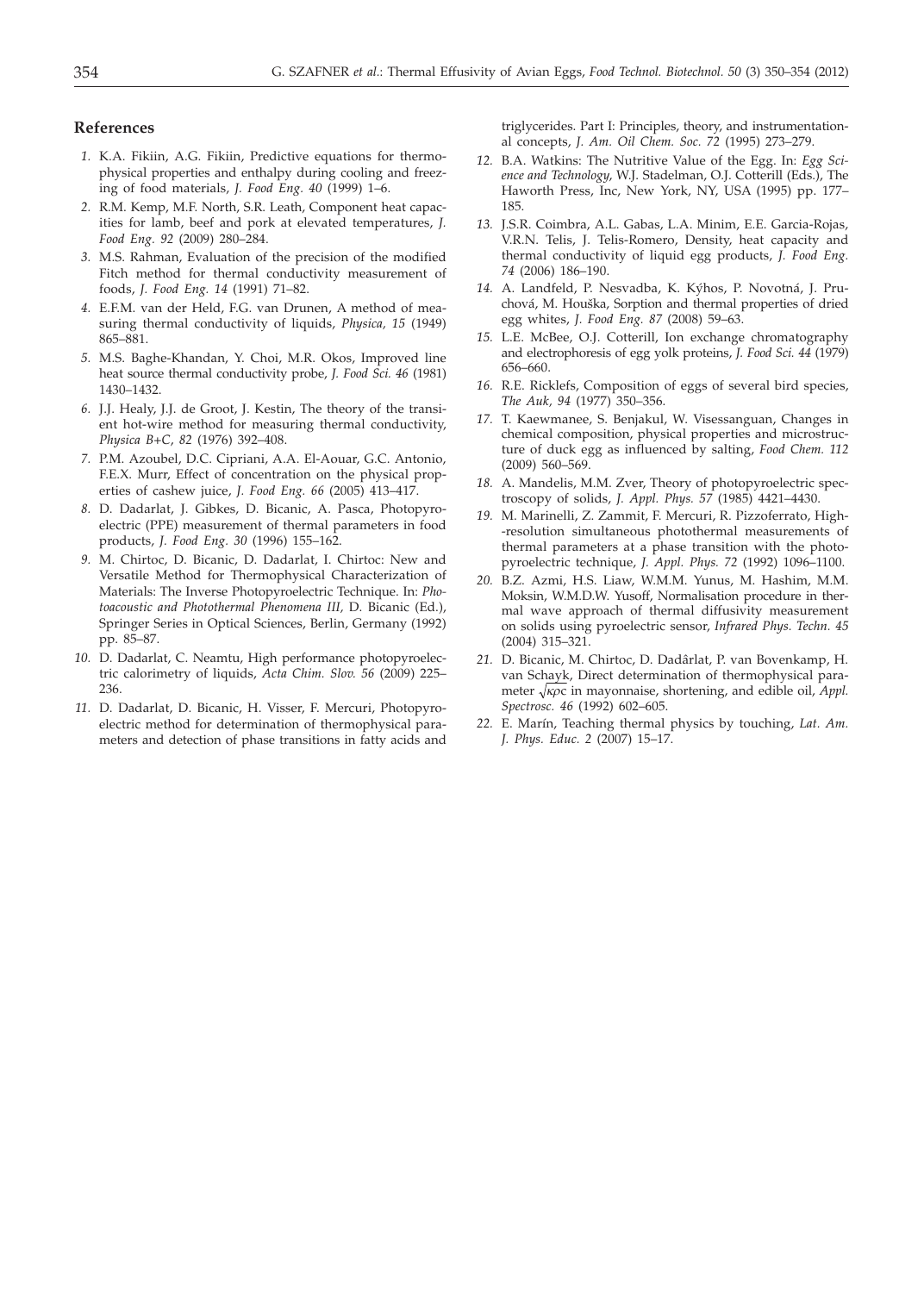## References

1. K.A. Fikiin, A.G. Fikiin, Predictive equations for thermophysical properties and enthalpy during cooling and freezing of food materials, *J. Food Eng. 40* (1999) 1–6.
2. R.M. Kemp, M.F. North, S.R. Leath, Component heat capacities for lamb, beef and pork at elevated temperatures, *J. Food Eng. 92* (2009) 280–284.
3. M.S. Rahman, Evaluation of the precision of the modified Fitch method for thermal conductivity measurement of foods, *J. Food Eng. 14* (1991) 71–82.
4. E.F.M. van der Held, F.G. van Drunen, A method of measuring thermal conductivity of liquids, *Physica, 15* (1949) 865–881.
5. M.S. Baghe-Khandan, Y. Choi, M.R. Okos, Improved line heat source thermal conductivity probe, *J. Food Sci. 46* (1981) 1430–1432.
6. J.J. Healy, J.J. de Groot, J. Kestin, The theory of the transient hot-wire method for measuring thermal conductivity, *Physica B+C, 82* (1976) 392–408.
7. P.M. Azoubel, D.C. Cipriani, A.A. El-Aouar, G.C. Antonio, F.E.X. Murr, Effect of concentration on the physical properties of cashew juice, *J. Food Eng. 66* (2005) 413–417.
8. D. Dadarlat, J. Gibkes, D. Bicanic, A. Pasca, Photopyroelectric (PPE) measurement of thermal parameters in food products, *J. Food Eng. 30* (1996) 155–162.
9. M. Chirtoc, D. Bicanic, D. Dadarlat, I. Chirtoc: New and Versatile Method for Thermophysical Characterization of Materials: The Inverse Photopyroelectric Technique. In: *Photoacoustic and Photothermal Phenomena III*, D. Bicanic (Ed.), Springer Series in Optical Sciences, Berlin, Germany (1992) pp. 85–87.
10. D. Dadarlat, C. Neamtu, High performance photopyroelectric calorimetry of liquids, *Acta Chim. Slov. 56* (2009) 225–236.
11. D. Dadarlat, D. Bicanic, H. Visser, F. Mercuri, Photopyroelectric method for determination of thermophysical parameters and detection of phase transitions in fatty acids and triglycerides. Part I: Principles, theory, and instrumentational concepts, *J. Am. Oil Chem. Soc. 72* (1995) 273–279.
12. B.A. Watkins: The Nutritive Value of the Egg. In: *Egg Science and Technology*, W.J. Stadelman, O.J. Cotterill (Eds.), The Haworth Press, Inc, New York, NY, USA (1995) pp. 177–185.
13. J.S.R. Coimbra, A.L. Gabas, L.A. Minim, E.E. Garcia-Rojas, V.R.N. Telis, J. Telis-Romero, Density, heat capacity and thermal conductivity of liquid egg products, *J. Food Eng. 74* (2006) 186–190.
14. A. Landfeld, P. Nesvadba, K. Kýhos, P. Novotná, J. Pruchová, M. Houška, Sorption and thermal properties of dried egg whites, *J. Food Eng. 87* (2008) 59–63.
15. L.E. McBee, O.J. Cotterill, Ion exchange chromatography and electrophoresis of egg yolk proteins, *J. Food Sci. 44* (1979) 656–660.
16. R.E. Ricklefs, Composition of eggs of several bird species, *The Auk, 94* (1977) 350–356.
17. T. Kaewmanee, S. Benjakul, W. Visessanguan, Changes in chemical composition, physical properties and microstructure of duck egg as influenced by salting, *Food Chem. 112* (2009) 560–569.
18. A. Mandelis, M.M. Zver, Theory of photopyroelectric spectroscopy of solids, *J. Appl. Phys. 57* (1985) 4421–4430.
19. M. Marinelli, Z. Zammit, F. Mercuri, R. Pizzoferrato, High-resolution simultaneous photothermal measurements of thermal parameters at a phase transition with the photopyroelectric technique, *J. Appl. Phys. 72* (1992) 1096–1100.
20. B.Z. Azmi, H.S. Liaw, W.M.M. Yunus, M. Hashim, M.M. Moksin, W.M.D.W. Yusoff, Normalisation procedure in thermal wave approach of thermal diffusivity measurement on solids using pyroelectric sensor, *Infrared Phys. Techn. 45* (2004) 315–321.
21. D. Bicanic, M. Chirtoc, D. Dadârlat, P. van Bovenkamp, H. van Schayk, Direct determination of thermophysical parameter $\sqrt{\kappa\rho c}$ in mayonnaise, shortening, and edible oil, *Appl. Spectrosc. 46* (1992) 602–605.
22. E. Marín, Teaching thermal physics by touching, *Lat. Am. J. Phys. Educ. 2* (2007) 15–17.